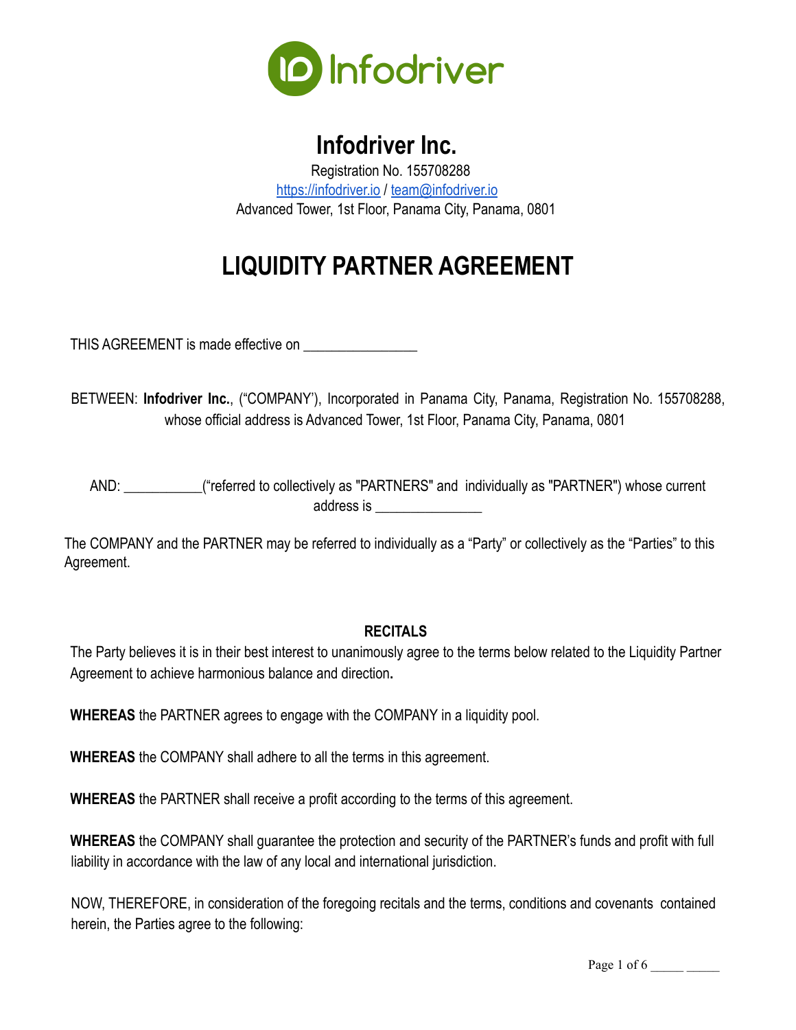# Infodriver Inc.

Registration No. 155708288

https://infodriver.io / team@infodriver.io

Advanced Tower, 1st Floor, Panama City, Panama, 0801

# LIQUIDITY PARTNER AGREEMENT

THIS AGREEMENT is made effective on _______________

BETWEEN: **Infodriver Inc.**, ("COMPANY'), Incorporated in Panama City, Panama, Registration No. 155708288, whose official address is Advanced Tower, 1st Floor, Panama City, Panama, 0801

AND: __________("referred to collectively as "PARTNERS" and individually as "PARTNER") whose current address is ______________

The COMPANY and the PARTNER may be referred to individually as a "Party" or collectively as the "Parties" to this Agreement.

## RECITALS

The Party believes it is in their best interest to unanimously agree to the terms below related to the Liquidity Partner Agreement to achieve harmonious balance and direction**.**

**WHEREAS** the PARTNER agrees to engage with the COMPANY in a liquidity pool.

**WHEREAS** the COMPANY shall adhere to all the terms in this agreement.

**WHEREAS** the PARTNER shall receive a profit according to the terms of this agreement.

**WHEREAS** the COMPANY shall guarantee the protection and security of the PARTNER's funds and profit with full liability in accordance with the law of any local and international jurisdiction.

NOW, THEREFORE, in consideration of the foregoing recitals and the terms, conditions and covenants contained herein, the Parties agree to the following: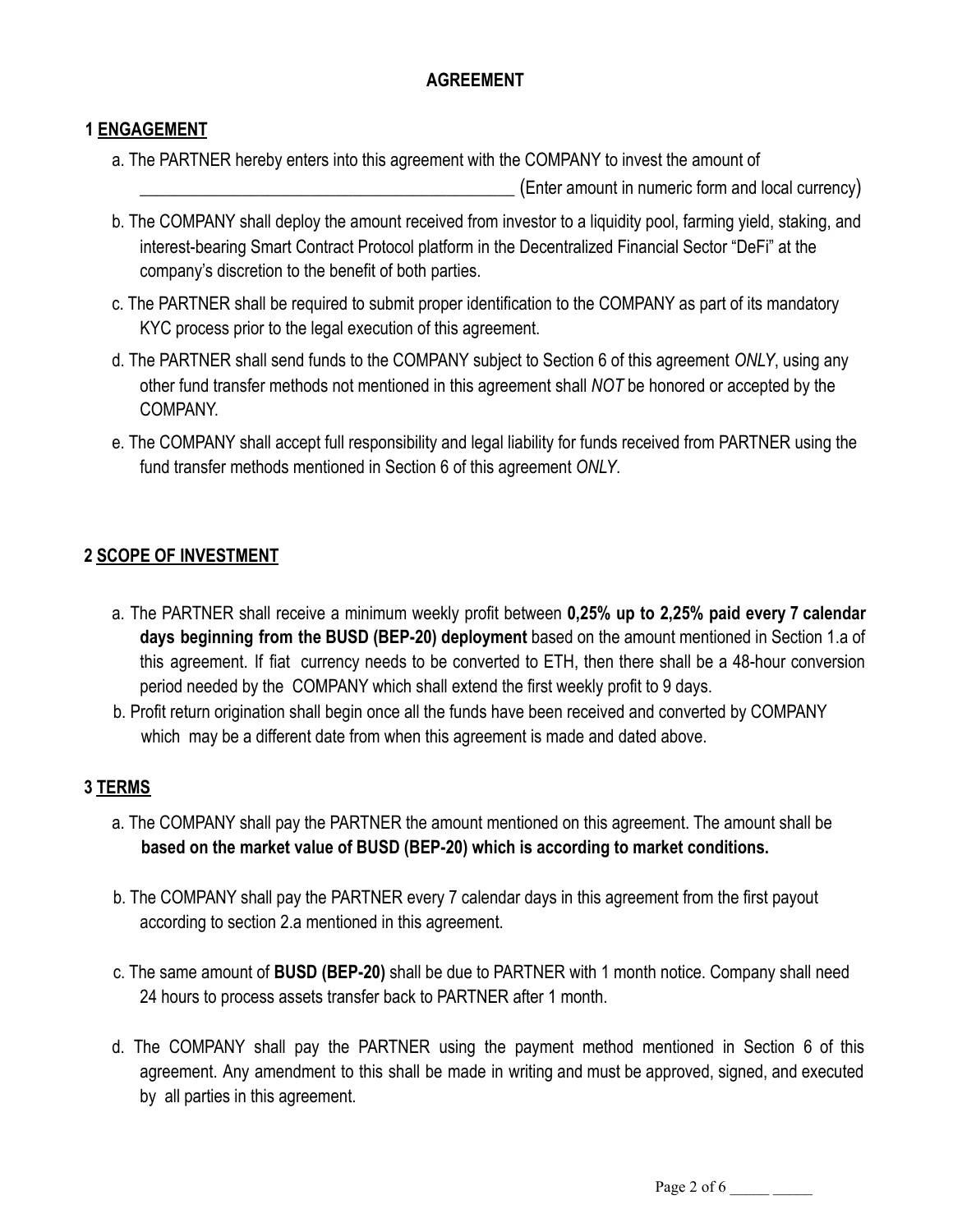# AGREEMENT

## 1 ENGAGEMENT

a. The PARTNER hereby enters into this agreement with the COMPANY to invest the amount of ____________________________________________ (Enter amount in numeric form and local currency)

b. The COMPANY shall deploy the amount received from investor to a liquidity pool, farming yield, staking, and interest-bearing Smart Contract Protocol platform in the Decentralized Financial Sector "DeFi" at the company's discretion to the benefit of both parties.

c. The PARTNER shall be required to submit proper identification to the COMPANY as part of its mandatory KYC process prior to the legal execution of this agreement.

d. The PARTNER shall send funds to the COMPANY subject to Section 6 of this agreement *ONLY*, using any other fund transfer methods not mentioned in this agreement shall *NOT* be honored or accepted by the COMPANY.

e. The COMPANY shall accept full responsibility and legal liability for funds received from PARTNER using the fund transfer methods mentioned in Section 6 of this agreement *ONLY*.

## 2 SCOPE OF INVESTMENT

a. The PARTNER shall receive a minimum weekly profit between **0,25% up to 2,25% paid every 7 calendar days beginning from the BUSD (BEP-20) deployment** based on the amount mentioned in Section 1.a of this agreement. If fiat currency needs to be converted to ETH, then there shall be a 48-hour conversion period needed by the COMPANY which shall extend the first weekly profit to 9 days.

b. Profit return origination shall begin once all the funds have been received and converted by COMPANY which may be a different date from when this agreement is made and dated above.

## 3 TERMS

a. The COMPANY shall pay the PARTNER the amount mentioned on this agreement. The amount shall be **based on the market value of BUSD (BEP-20) which is according to market conditions.**

b. The COMPANY shall pay the PARTNER every 7 calendar days in this agreement from the first payout according to section 2.a mentioned in this agreement.

c. The same amount of **BUSD (BEP-20)** shall be due to PARTNER with 1 month notice. Company shall need 24 hours to process assets transfer back to PARTNER after 1 month.

d. The COMPANY shall pay the PARTNER using the payment method mentioned in Section 6 of this agreement. Any amendment to this shall be made in writing and must be approved, signed, and executed by all parties in this agreement.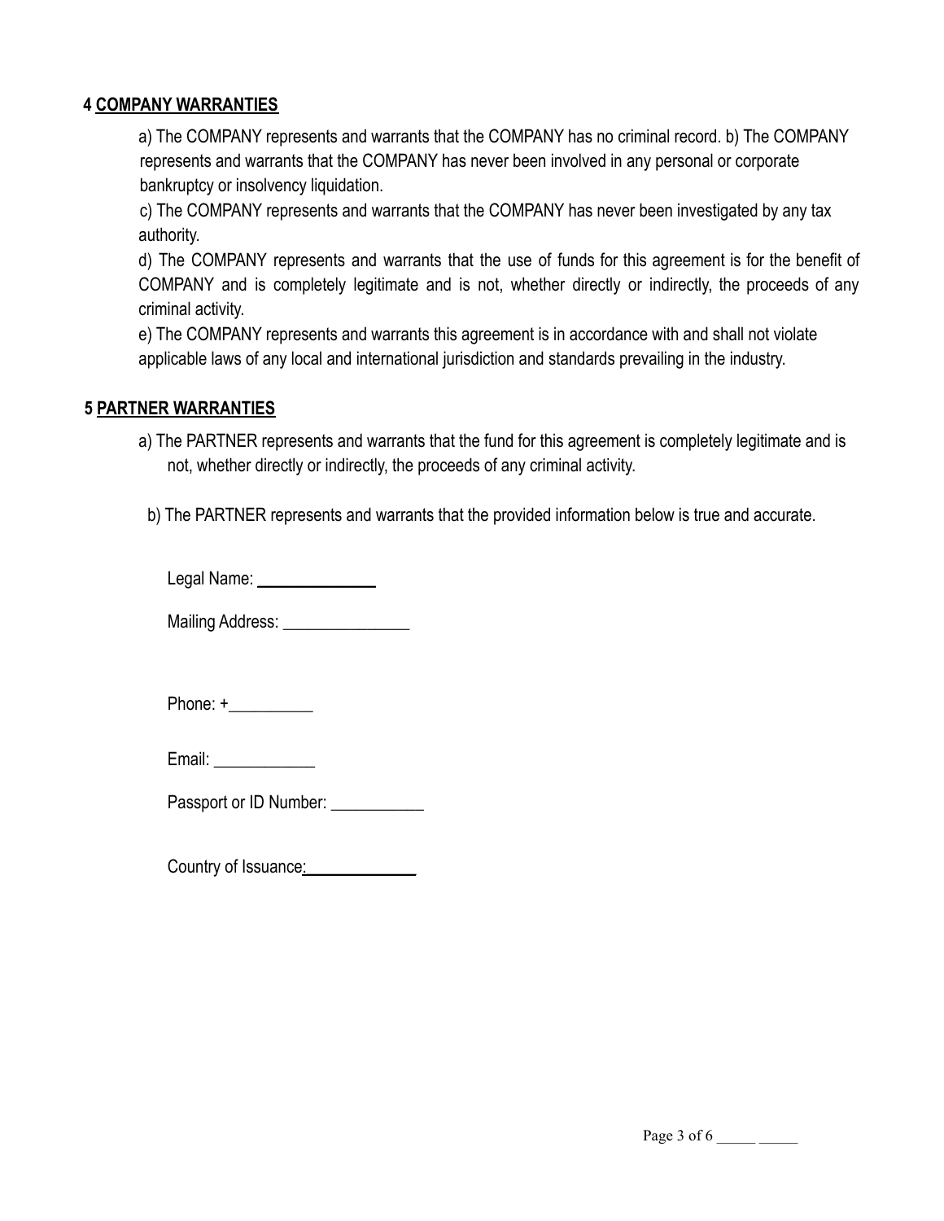## 4 COMPANY WARRANTIES

a) The COMPANY represents and warrants that the COMPANY has no criminal record. b) The COMPANY represents and warrants that the COMPANY has never been involved in any personal or corporate bankruptcy or insolvency liquidation.

c) The COMPANY represents and warrants that the COMPANY has never been investigated by any tax authority.

d) The COMPANY represents and warrants that the use of funds for this agreement is for the benefit of COMPANY and is completely legitimate and is not, whether directly or indirectly, the proceeds of any criminal activity.

e) The COMPANY represents and warrants this agreement is in accordance with and shall not violate applicable laws of any local and international jurisdiction and standards prevailing in the industry.

## 5 PARTNER WARRANTIES

a) The PARTNER represents and warrants that the fund for this agreement is completely legitimate and is not, whether directly or indirectly, the proceeds of any criminal activity.

b) The PARTNER represents and warrants that the provided information below is true and accurate.

Legal Name: ______________

Mailing Address: _______________

Phone: +__________

Email: ____________

Passport or ID Number: ___________

Country of Issuance: _____________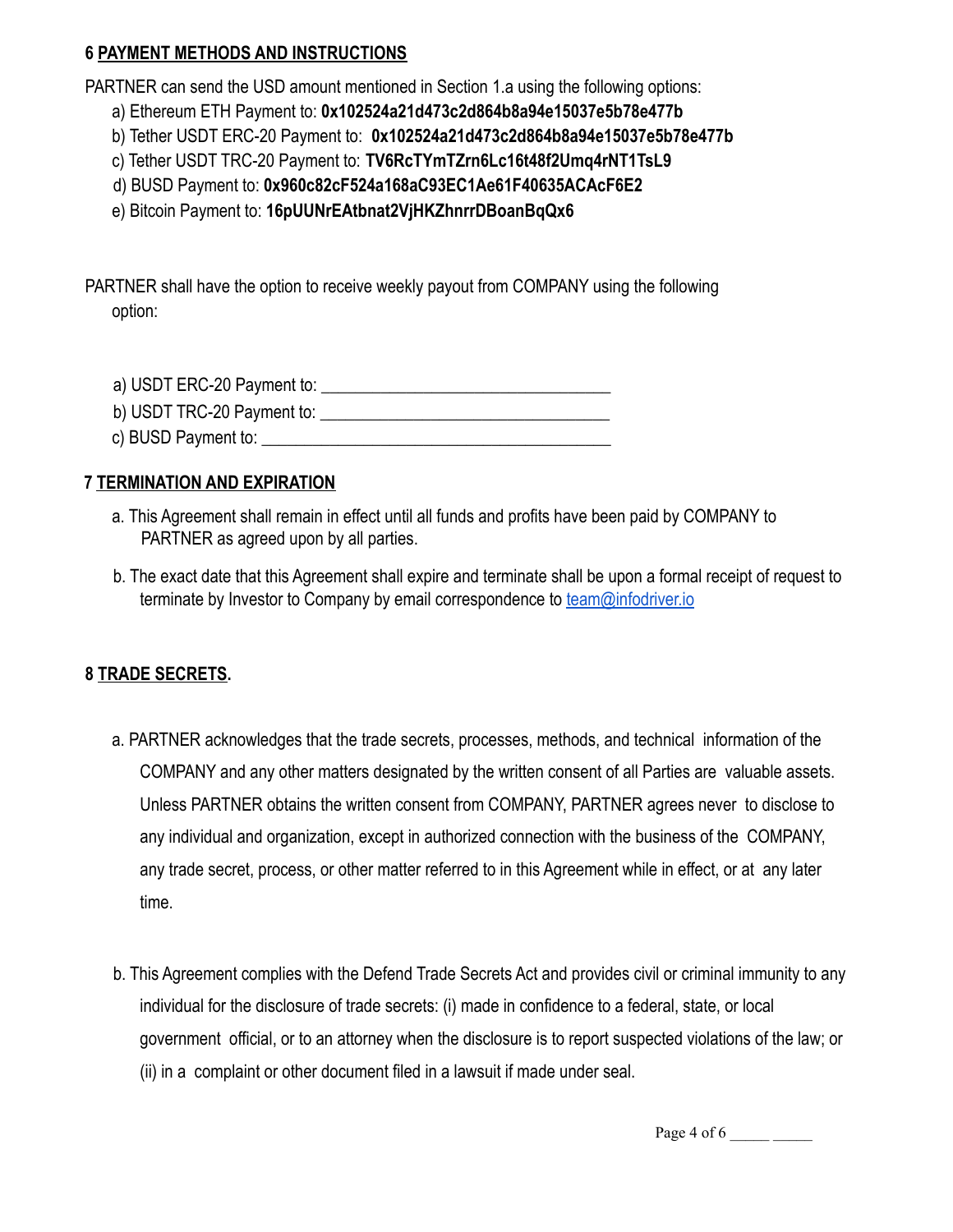## 6 PAYMENT METHODS AND INSTRUCTIONS

PARTNER can send the USD amount mentioned in Section 1.a using the following options:

a) Ethereum ETH Payment to: **0x102524a21d473c2d864b8a94e15037e5b78e477b**
b) Tether USDT ERC-20 Payment to: **0x102524a21d473c2d864b8a94e15037e5b78e477b**
c) Tether USDT TRC-20 Payment to: **TV6RcTYmTZrn6Lc16t48f2Umq4rNT1TsL9**
d) BUSD Payment to: **0x960c82cF524a168aC93EC1Ae61F40635ACAcF6E2**
e) Bitcoin Payment to: **16pUUNrEAtbnat2VjHKZhnrrDBoanBqQx6**

PARTNER shall have the option to receive weekly payout from COMPANY using the following option:

a) USDT ERC-20 Payment to: _________________________________
b) USDT TRC-20 Payment to: _________________________________
c) BUSD Payment to: ______________________________________

## 7 TERMINATION AND EXPIRATION

a. This Agreement shall remain in effect until all funds and profits have been paid by COMPANY to PARTNER as agreed upon by all parties.

b. The exact date that this Agreement shall expire and terminate shall be upon a formal receipt of request to terminate by Investor to Company by email correspondence to team@infodriver.io

## 8 TRADE SECRETS.

a. PARTNER acknowledges that the trade secrets, processes, methods, and technical information of the COMPANY and any other matters designated by the written consent of all Parties are valuable assets. Unless PARTNER obtains the written consent from COMPANY, PARTNER agrees never to disclose to any individual and organization, except in authorized connection with the business of the COMPANY, any trade secret, process, or other matter referred to in this Agreement while in effect, or at any later time.

b. This Agreement complies with the Defend Trade Secrets Act and provides civil or criminal immunity to any individual for the disclosure of trade secrets: (i) made in confidence to a federal, state, or local government official, or to an attorney when the disclosure is to report suspected violations of the law; or (ii) in a complaint or other document filed in a lawsuit if made under seal.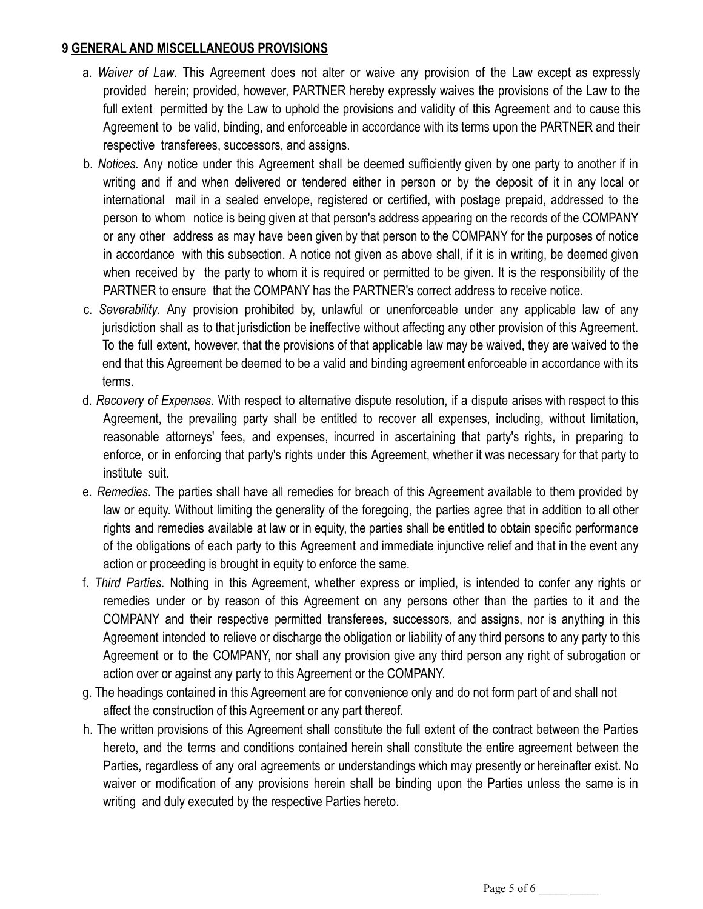**9 <u>GENERAL AND MISCELLANEOUS PROVISIONS</u>**

a. *Waiver of Law*. This Agreement does not alter or waive any provision of the Law except as expressly provided herein; provided, however, PARTNER hereby expressly waives the provisions of the Law to the full extent permitted by the Law to uphold the provisions and validity of this Agreement and to cause this Agreement to be valid, binding, and enforceable in accordance with its terms upon the PARTNER and their respective transferees, successors, and assigns.

b. *Notices*. Any notice under this Agreement shall be deemed sufficiently given by one party to another if in writing and if and when delivered or tendered either in person or by the deposit of it in any local or international mail in a sealed envelope, registered or certified, with postage prepaid, addressed to the person to whom notice is being given at that person's address appearing on the records of the COMPANY or any other address as may have been given by that person to the COMPANY for the purposes of notice in accordance with this subsection. A notice not given as above shall, if it is in writing, be deemed given when received by the party to whom it is required or permitted to be given. It is the responsibility of the PARTNER to ensure that the COMPANY has the PARTNER's correct address to receive notice.

c. *Severability*. Any provision prohibited by, unlawful or unenforceable under any applicable law of any jurisdiction shall as to that jurisdiction be ineffective without affecting any other provision of this Agreement. To the full extent, however, that the provisions of that applicable law may be waived, they are waived to the end that this Agreement be deemed to be a valid and binding agreement enforceable in accordance with its terms.

d. *Recovery of Expenses*. With respect to alternative dispute resolution, if a dispute arises with respect to this Agreement, the prevailing party shall be entitled to recover all expenses, including, without limitation, reasonable attorneys' fees, and expenses, incurred in ascertaining that party's rights, in preparing to enforce, or in enforcing that party's rights under this Agreement, whether it was necessary for that party to institute suit.

e. *Remedies*. The parties shall have all remedies for breach of this Agreement available to them provided by law or equity. Without limiting the generality of the foregoing, the parties agree that in addition to all other rights and remedies available at law or in equity, the parties shall be entitled to obtain specific performance of the obligations of each party to this Agreement and immediate injunctive relief and that in the event any action or proceeding is brought in equity to enforce the same.

f. *Third Parties*. Nothing in this Agreement, whether express or implied, is intended to confer any rights or remedies under or by reason of this Agreement on any persons other than the parties to it and the COMPANY and their respective permitted transferees, successors, and assigns, nor is anything in this Agreement intended to relieve or discharge the obligation or liability of any third persons to any party to this Agreement or to the COMPANY, nor shall any provision give any third person any right of subrogation or action over or against any party to this Agreement or the COMPANY.

g. The headings contained in this Agreement are for convenience only and do not form part of and shall not affect the construction of this Agreement or any part thereof.

h. The written provisions of this Agreement shall constitute the full extent of the contract between the Parties hereto, and the terms and conditions contained herein shall constitute the entire agreement between the Parties, regardless of any oral agreements or understandings which may presently or hereinafter exist. No waiver or modification of any provisions herein shall be binding upon the Parties unless the same is in writing and duly executed by the respective Parties hereto.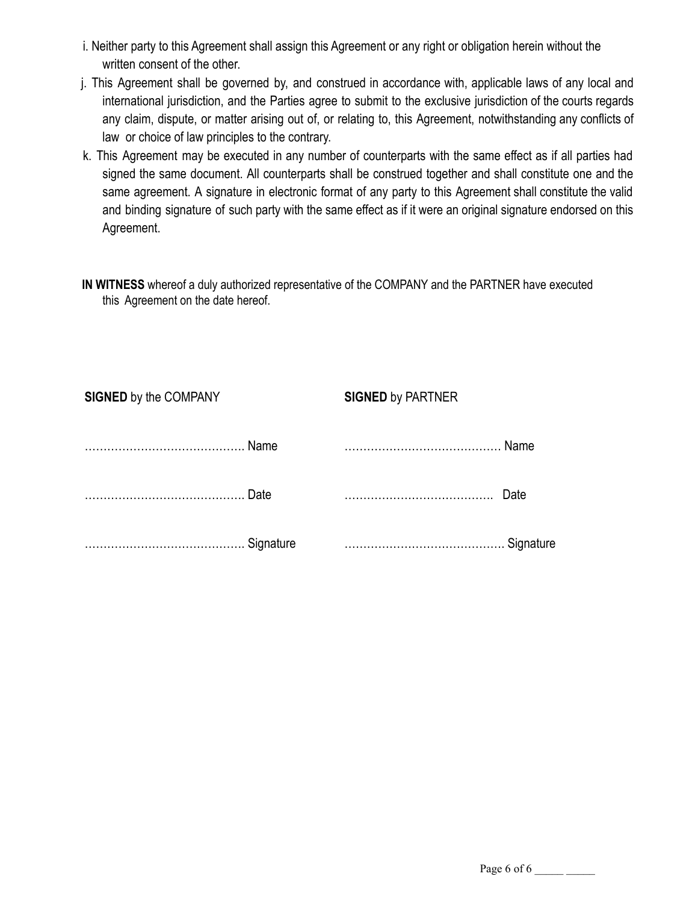i. Neither party to this Agreement shall assign this Agreement or any right or obligation herein without the written consent of the other.

j. This Agreement shall be governed by, and construed in accordance with, applicable laws of any local and international jurisdiction, and the Parties agree to submit to the exclusive jurisdiction of the courts regards any claim, dispute, or matter arising out of, or relating to, this Agreement, notwithstanding any conflicts of law or choice of law principles to the contrary.

k. This Agreement may be executed in any number of counterparts with the same effect as if all parties had signed the same document. All counterparts shall be construed together and shall constitute one and the same agreement. A signature in electronic format of any party to this Agreement shall constitute the valid and binding signature of such party with the same effect as if it were an original signature endorsed on this Agreement.

**IN WITNESS** whereof a duly authorized representative of the COMPANY and the PARTNER have executed this Agreement on the date hereof.

| | |
|---|---|
| **SIGNED** by the COMPANY | **SIGNED** by PARTNER |
| ……………………………………. Name | …………………………………… Name |
| ……………………………………. Date | …………………………………. Date |
| ……………………………………. Signature | …………………………………… Signature |